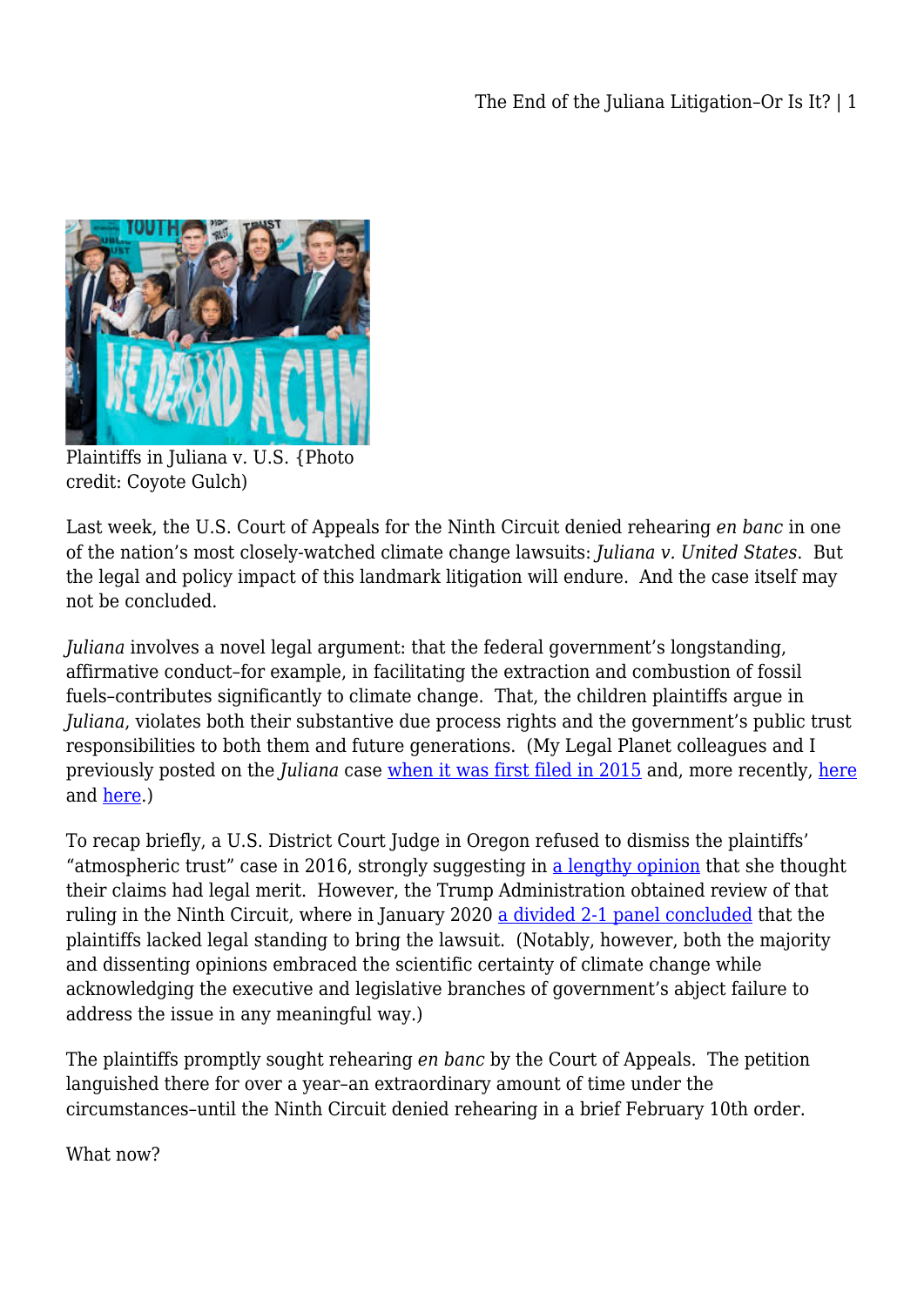Plaintiffs in Juliana v. U.S. {Photo credit: Coyote Gulch)

Last week, the U.S. Court of Appeals for the Ninth Circuit denied rehearing *en banc* in one of the nation's most closely-watched climate change lawsuits: *Juliana v. United States*. But the legal and policy impact of this landmark litigation will endure. And the case itself may not be concluded.

*Juliana* involves a novel legal argument: that the federal government's longstanding, affirmative conduct–for example, in facilitating the extraction and combustion of fossil fuels–contributes significantly to climate change. That, the children plaintiffs argue in *Juliana*, violates both their substantive due process rights and the government's public trust responsibilities to both them and future generations. (My Legal Planet colleagues and I previously posted on the *Juliana* case when it was first filed in 2015 and, more recently, here and here.)

To recap briefly, a U.S. District Court Judge in Oregon refused to dismiss the plaintiffs' "atmospheric trust" case in 2016, strongly suggesting in a lengthy opinion that she thought their claims had legal merit. However, the Trump Administration obtained review of that ruling in the Ninth Circuit, where in January 2020 a divided 2-1 panel concluded that the plaintiffs lacked legal standing to bring the lawsuit. (Notably, however, both the majority and dissenting opinions embraced the scientific certainty of climate change while acknowledging the executive and legislative branches of government's abject failure to address the issue in any meaningful way.)

The plaintiffs promptly sought rehearing *en banc* by the Court of Appeals. The petition languished there for over a year–an extraordinary amount of time under the circumstances–until the Ninth Circuit denied rehearing in a brief February 10th order.

What now?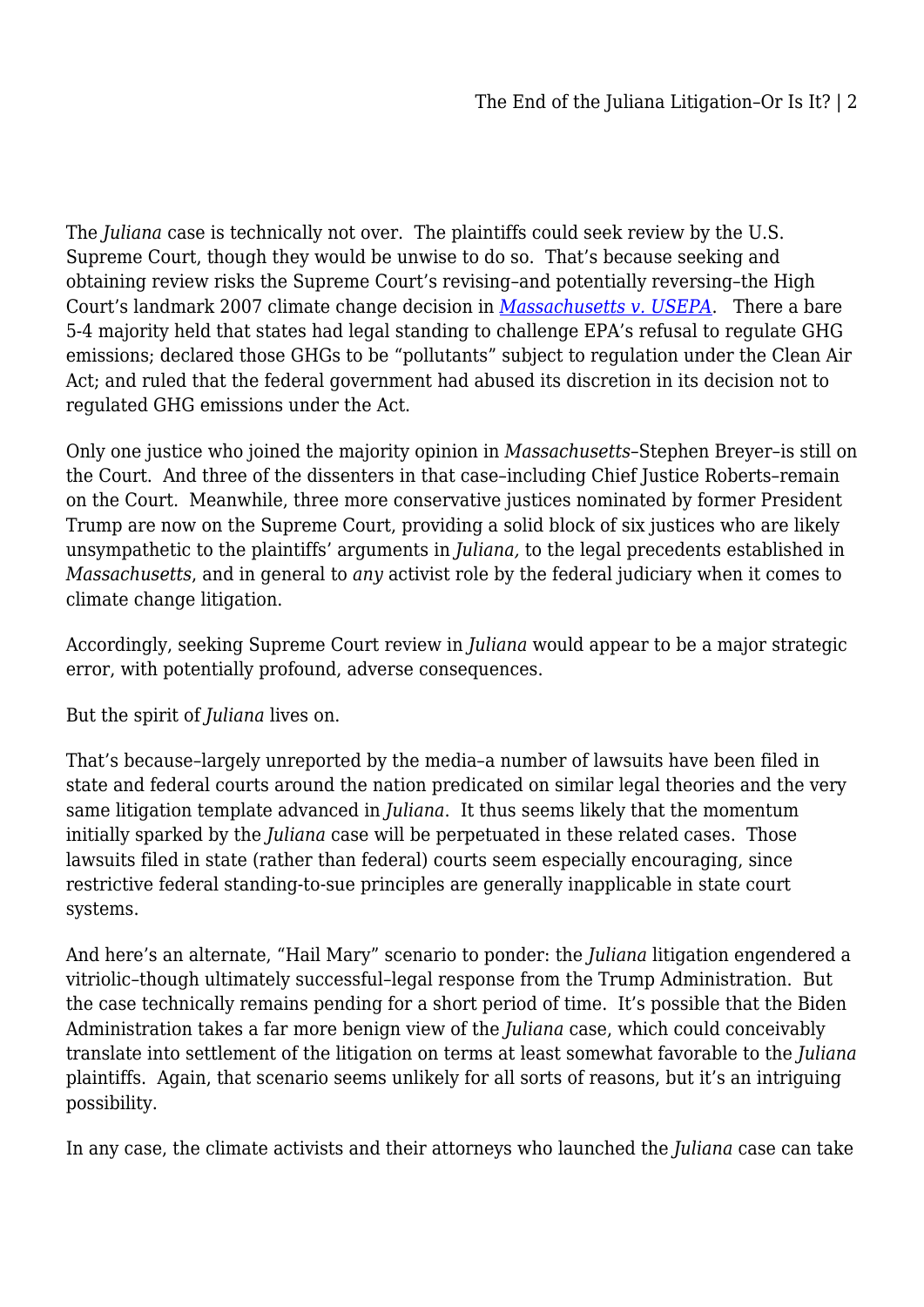The *Juliana* case is technically not over. The plaintiffs could seek review by the U.S. Supreme Court, though they would be unwise to do so. That's because seeking and obtaining review risks the Supreme Court's revising–and potentially reversing–the High Court's landmark 2007 climate change decision in [*Massachusetts v. USEPA*](). There a bare 5-4 majority held that states had legal standing to challenge EPA's refusal to regulate GHG emissions; declared those GHGs to be "pollutants" subject to regulation under the Clean Air Act; and ruled that the federal government had abused its discretion in its decision not to regulated GHG emissions under the Act.

Only one justice who joined the majority opinion in *Massachusetts*–Stephen Breyer–is still on the Court. And three of the dissenters in that case–including Chief Justice Roberts–remain on the Court. Meanwhile, three more conservative justices nominated by former President Trump are now on the Supreme Court, providing a solid block of six justices who are likely unsympathetic to the plaintiffs' arguments in *Juliana,* to the legal precedents established in *Massachusetts*, and in general to *any* activist role by the federal judiciary when it comes to climate change litigation.

Accordingly, seeking Supreme Court review in *Juliana* would appear to be a major strategic error, with potentially profound, adverse consequences.

But the spirit of *Juliana* lives on.

That's because–largely unreported by the media–a number of lawsuits have been filed in state and federal courts around the nation predicated on similar legal theories and the very same litigation template advanced in *Juliana*. It thus seems likely that the momentum initially sparked by the *Juliana* case will be perpetuated in these related cases. Those lawsuits filed in state (rather than federal) courts seem especially encouraging, since restrictive federal standing-to-sue principles are generally inapplicable in state court systems.

And here's an alternate, "Hail Mary" scenario to ponder: the *Juliana* litigation engendered a vitriolic–though ultimately successful–legal response from the Trump Administration. But the case technically remains pending for a short period of time. It's possible that the Biden Administration takes a far more benign view of the *Juliana* case, which could conceivably translate into settlement of the litigation on terms at least somewhat favorable to the *Juliana* plaintiffs. Again, that scenario seems unlikely for all sorts of reasons, but it's an intriguing possibility.

In any case, the climate activists and their attorneys who launched the *Juliana* case can take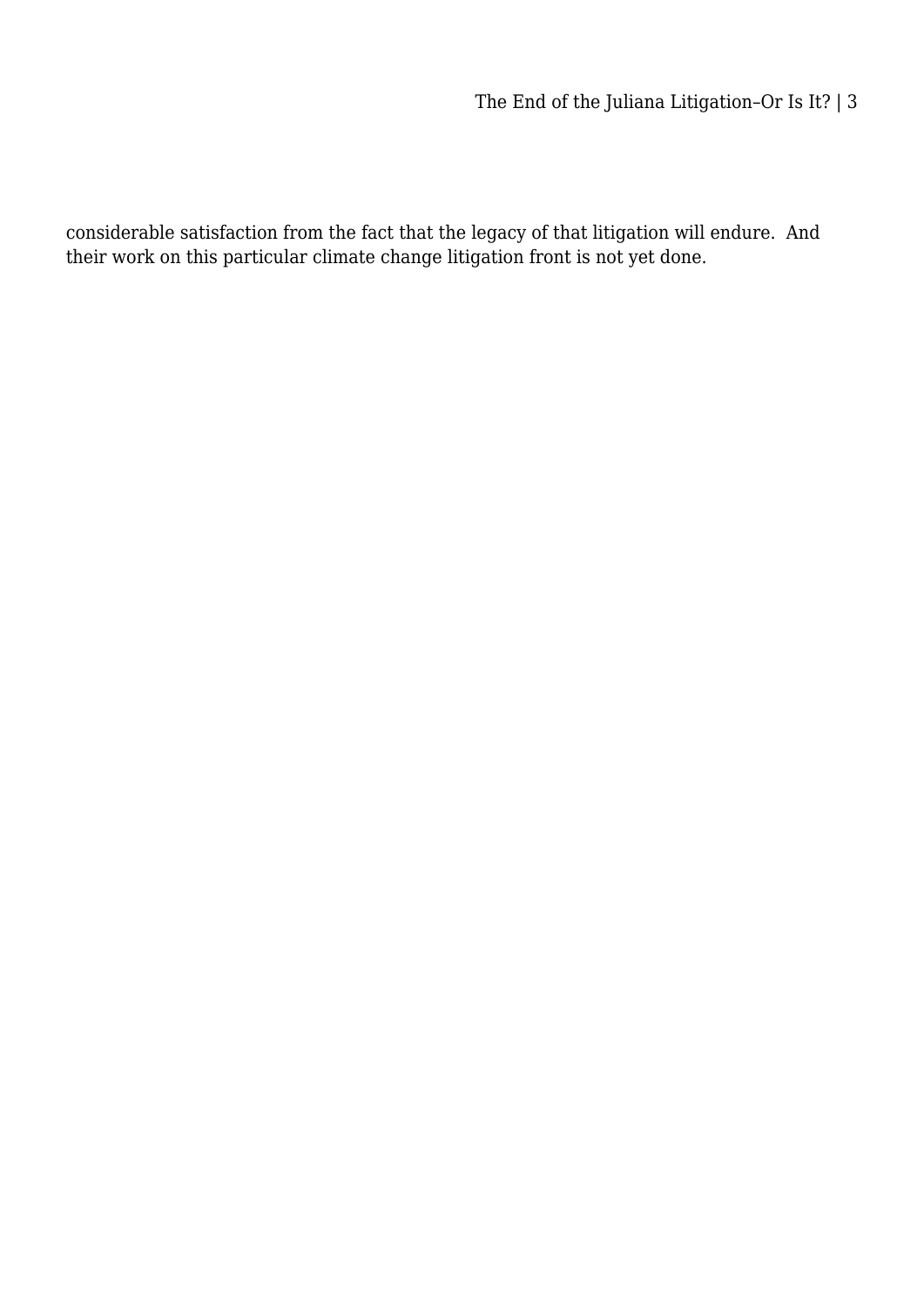considerable satisfaction from the fact that the legacy of that litigation will endure. And their work on this particular climate change litigation front is not yet done.